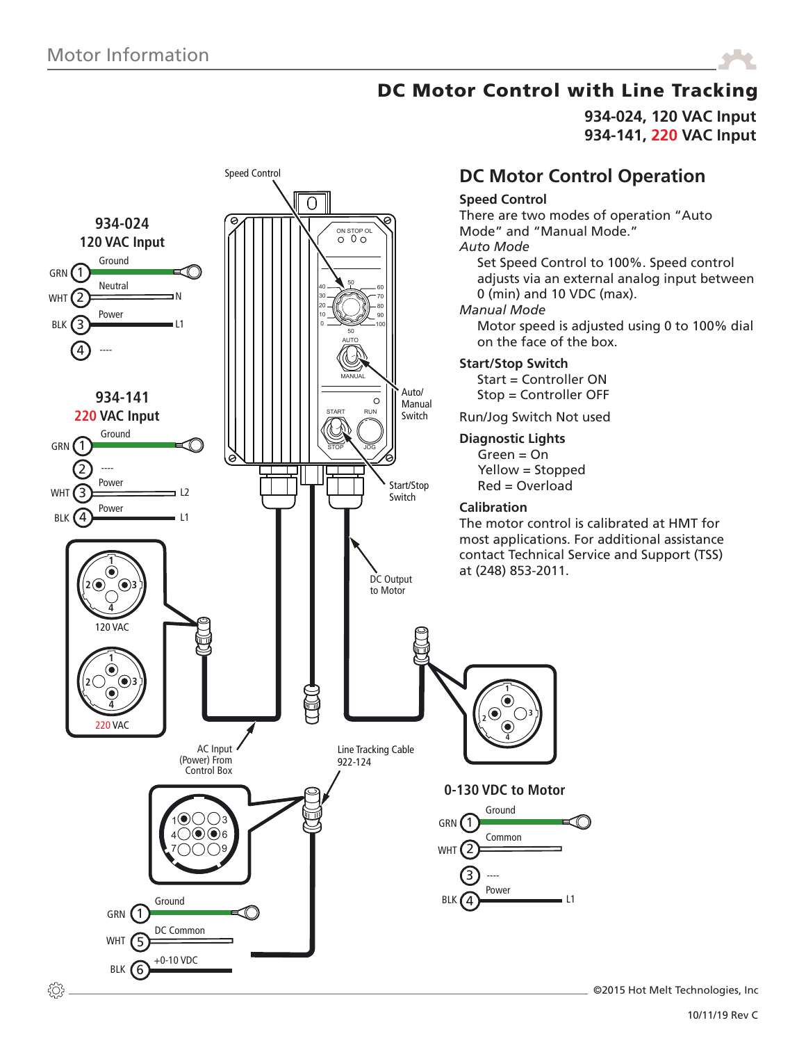# DC Motor Control with Line Tracking

**934-024, 120 VAC Input**
**934-141, 220 VAC Input**

### 934-024 120 VAC Input

| Pin | Color | Function | |
|---|---|---|---|
| 1 | GRN | Ground | |
| 2 | WHT | Neutral | N |
| 3 | BLK | Power | L1 |
| 4 | | ---- | |

### 934-141 220 VAC Input

| Pin | Color | Function | |
|---|---|---|---|
| 1 | GRN | Ground | |
| 2 | | ---- | |
| 3 | WHT | Power | L2 |
| 4 | BLK | Power | L1 |

Speed Control

Auto/ Manual Switch

Start/Stop Switch

DC Output to Motor

120 VAC

220 VAC

AC Input (Power) From Control Box

Line Tracking Cable 922-124

| Pin | Color | Function |
|---|---|---|
| 1 | GRN | Ground |
| 5 | WHT | DC Common |
| 6 | BLK | +0-10 VDC |

### 0-130 VDC to Motor

| Pin | Color | Function | |
|---|---|---|---|
| 1 | GRN | Ground | |
| 2 | WHT | Common | |
| 3 | | ---- | |
| 4 | BLK | Power | L1 |

## DC Motor Control Operation

**Speed Control**

There are two modes of operation "Auto Mode" and "Manual Mode."

*Auto Mode*

Set Speed Control to 100%. Speed control adjusts via an external analog input between 0 (min) and 10 VDC (max).

*Manual Mode*

Motor speed is adjusted using 0 to 100% dial on the face of the box.

**Start/Stop Switch**

Start = Controller ON
Stop = Controller OFF

Run/Jog Switch Not used

**Diagnostic Lights**

Green = On
Yellow = Stopped
Red = Overload

**Calibration**

The motor control is calibrated at HMT for most applications. For additional assistance contact Technical Service and Support (TSS) at (248) 853-2011.

©2015 Hot Melt Technologies, Inc

10/11/19 Rev C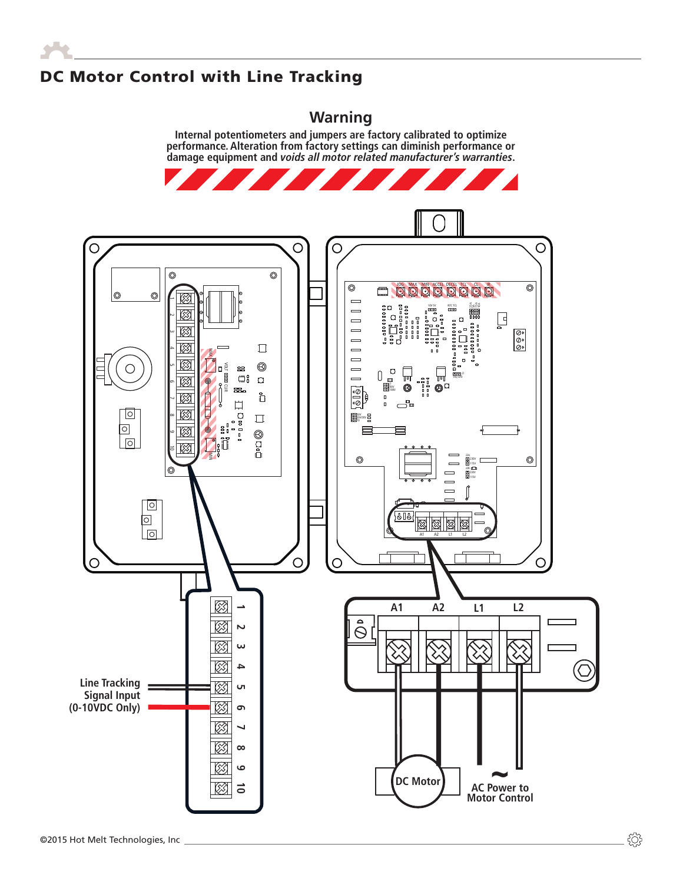## DC Motor Control with Line Tracking

### Warning

**Internal potentiometers and jumpers are factory calibrated to optimize performance. Alteration from factory settings can diminish performance or damage equipment and *voids all motor related manufacturer's warranties*.**

1
2
3
4
5
6
7
8
9
10

Line Tracking Signal Input (0-10VDC Only)

A1 A2 L1 L2

DC Motor

AC Power to Motor Control

©2015 Hot Melt Technologies, Inc